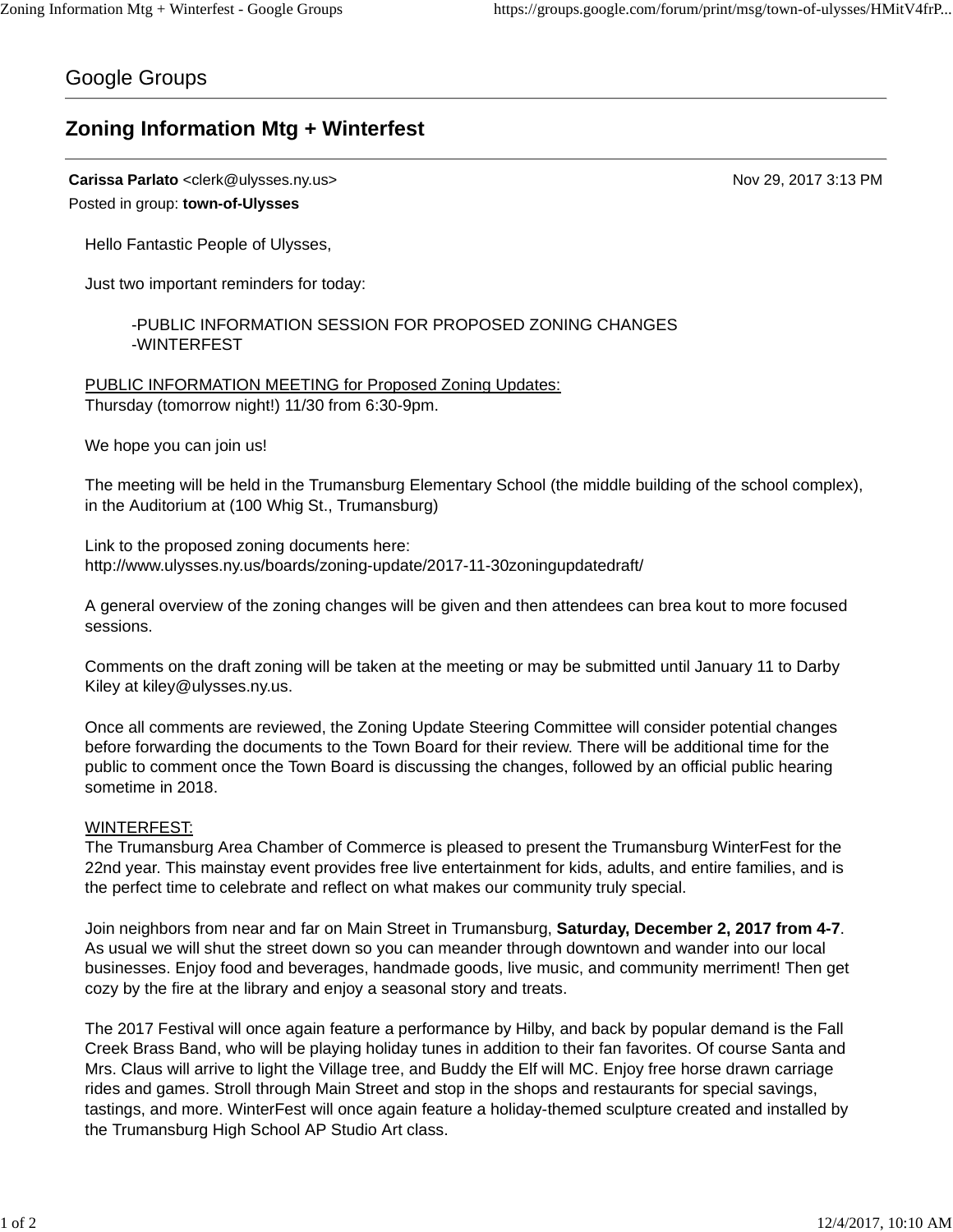Google Groups

# Zoning Information Mtg + Winterfest

**Carissa Parlato** <clerk@ulysses.ny.us> Nov 29, 2017 3:13 PM

Posted in group: **town-of-Ulysses**

Hello Fantastic People of Ulysses,

Just two important reminders for today:

-PUBLIC INFORMATION SESSION FOR PROPOSED ZONING CHANGES
-WINTERFEST

PUBLIC INFORMATION MEETING for Proposed Zoning Updates:
Thursday (tomorrow night!) 11/30 from 6:30-9pm.

We hope you can join us!

The meeting will be held in the Trumansburg Elementary School (the middle building of the school complex), in the Auditorium at (100 Whig St., Trumansburg)

Link to the proposed zoning documents here:
http://www.ulysses.ny.us/boards/zoning-update/2017-11-30zoningupdatedraft/

A general overview of the zoning changes will be given and then attendees can brea kout to more focused sessions.

Comments on the draft zoning will be taken at the meeting or may be submitted until January 11 to Darby Kiley at kiley@ulysses.ny.us.

Once all comments are reviewed, the Zoning Update Steering Committee will consider potential changes before forwarding the documents to the Town Board for their review. There will be additional time for the public to comment once the Town Board is discussing the changes, followed by an official public hearing sometime in 2018.

WINTERFEST:
The Trumansburg Area Chamber of Commerce is pleased to present the Trumansburg WinterFest for the 22nd year. This mainstay event provides free live entertainment for kids, adults, and entire families, and is the perfect time to celebrate and reflect on what makes our community truly special.

Join neighbors from near and far on Main Street in Trumansburg, **Saturday, December 2, 2017 from 4-7**. As usual we will shut the street down so you can meander through downtown and wander into our local businesses. Enjoy food and beverages, handmade goods, live music, and community merriment! Then get cozy by the fire at the library and enjoy a seasonal story and treats.

The 2017 Festival will once again feature a performance by Hilby, and back by popular demand is the Fall Creek Brass Band, who will be playing holiday tunes in addition to their fan favorites. Of course Santa and Mrs. Claus will arrive to light the Village tree, and Buddy the Elf will MC. Enjoy free horse drawn carriage rides and games. Stroll through Main Street and stop in the shops and restaurants for special savings, tastings, and more. WinterFest will once again feature a holiday-themed sculpture created and installed by the Trumansburg High School AP Studio Art class.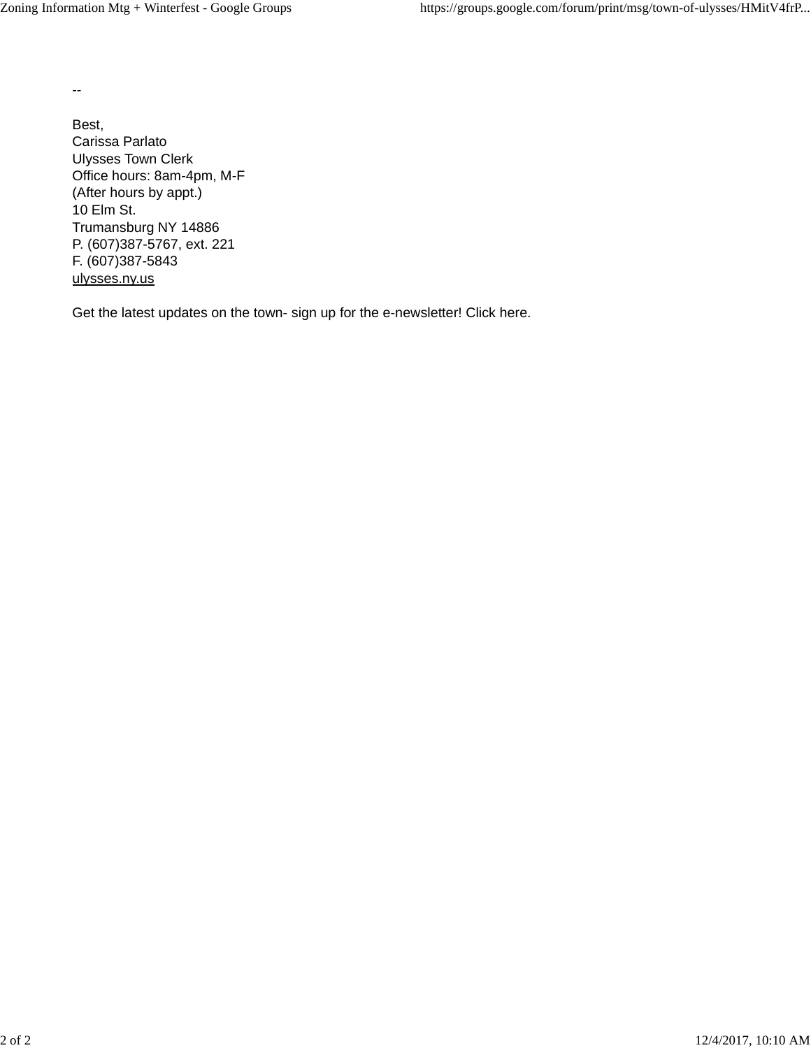--

Best,  
Carissa Parlato  
Ulysses Town Clerk  
Office hours: 8am-4pm, M-F  
(After hours by appt.)  
10 Elm St.  
Trumansburg NY 14886  
P. (607)387-5767, ext. 221  
F. (607)387-5843  
ulysses.ny.us

Get the latest updates on the town- sign up for the e-newsletter! Click here.